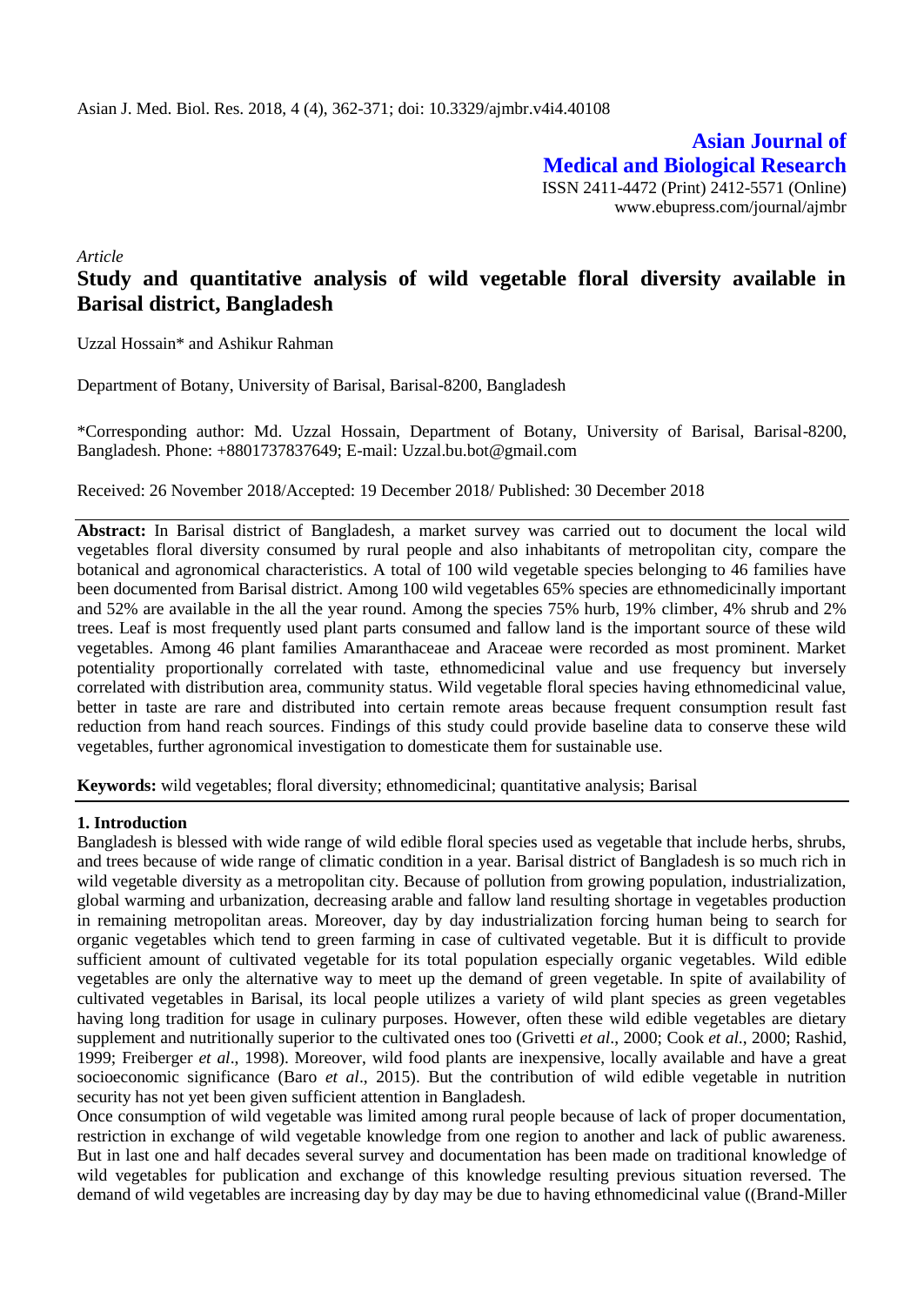Asian J. Med. Biol. Res. 2018, 4 (4), 362-371; doi: 10.3329/ajmbr.v4i4.40108

**Asian Journal of Medical and Biological Research**

ISSN 2411-4472 (Print) 2412-5571 (Online)
www.ebupress.com/journal/ajmbr

*Article*

# Study and quantitative analysis of wild vegetable floral diversity available in Barisal district, Bangladesh

Uzzal Hossain* and Ashikur Rahman

Department of Botany, University of Barisal, Barisal-8200, Bangladesh

*Corresponding author: Md. Uzzal Hossain, Department of Botany, University of Barisal, Barisal-8200, Bangladesh. Phone: +8801737837649; E-mail: Uzzal.bu.bot@gmail.com

Received: 26 November 2018/Accepted: 19 December 2018/ Published: 30 December 2018

**Abstract:** In Barisal district of Bangladesh, a market survey was carried out to document the local wild vegetables floral diversity consumed by rural people and also inhabitants of metropolitan city, compare the botanical and agronomical characteristics. A total of 100 wild vegetable species belonging to 46 families have been documented from Barisal district. Among 100 wild vegetables 65% species are ethnomedicinally important and 52% are available in the all the year round. Among the species 75% hurb, 19% climber, 4% shrub and 2% trees. Leaf is most frequently used plant parts consumed and fallow land is the important source of these wild vegetables. Among 46 plant families Amaranthaceae and Araceae were recorded as most prominent. Market potentiality proportionally correlated with taste, ethnomedicinal value and use frequency but inversely correlated with distribution area, community status. Wild vegetable floral species having ethnomedicinal value, better in taste are rare and distributed into certain remote areas because frequent consumption result fast reduction from hand reach sources. Findings of this study could provide baseline data to conserve these wild vegetables, further agronomical investigation to domesticate them for sustainable use.

**Keywords:** wild vegetables; floral diversity; ethnomedicinal; quantitative analysis; Barisal

## 1. Introduction

Bangladesh is blessed with wide range of wild edible floral species used as vegetable that include herbs, shrubs, and trees because of wide range of climatic condition in a year. Barisal district of Bangladesh is so much rich in wild vegetable diversity as a metropolitan city. Because of pollution from growing population, industrialization, global warming and urbanization, decreasing arable and fallow land resulting shortage in vegetables production in remaining metropolitan areas. Moreover, day by day industrialization forcing human being to search for organic vegetables which tend to green farming in case of cultivated vegetable. But it is difficult to provide sufficient amount of cultivated vegetable for its total population especially organic vegetables. Wild edible vegetables are only the alternative way to meet up the demand of green vegetable. In spite of availability of cultivated vegetables in Barisal, its local people utilizes a variety of wild plant species as green vegetables having long tradition for usage in culinary purposes. However, often these wild edible vegetables are dietary supplement and nutritionally superior to the cultivated ones too (Grivetti *et al*., 2000; Cook *et al*., 2000; Rashid, 1999; Freiberger *et al*., 1998). Moreover, wild food plants are inexpensive, locally available and have a great socioeconomic significance (Baro *et al*., 2015). But the contribution of wild edible vegetable in nutrition security has not yet been given sufficient attention in Bangladesh.

Once consumption of wild vegetable was limited among rural people because of lack of proper documentation, restriction in exchange of wild vegetable knowledge from one region to another and lack of public awareness. But in last one and half decades several survey and documentation has been made on traditional knowledge of wild vegetables for publication and exchange of this knowledge resulting previous situation reversed. The demand of wild vegetables are increasing day by day may be due to having ethnomedicinal value ((Brand-Miller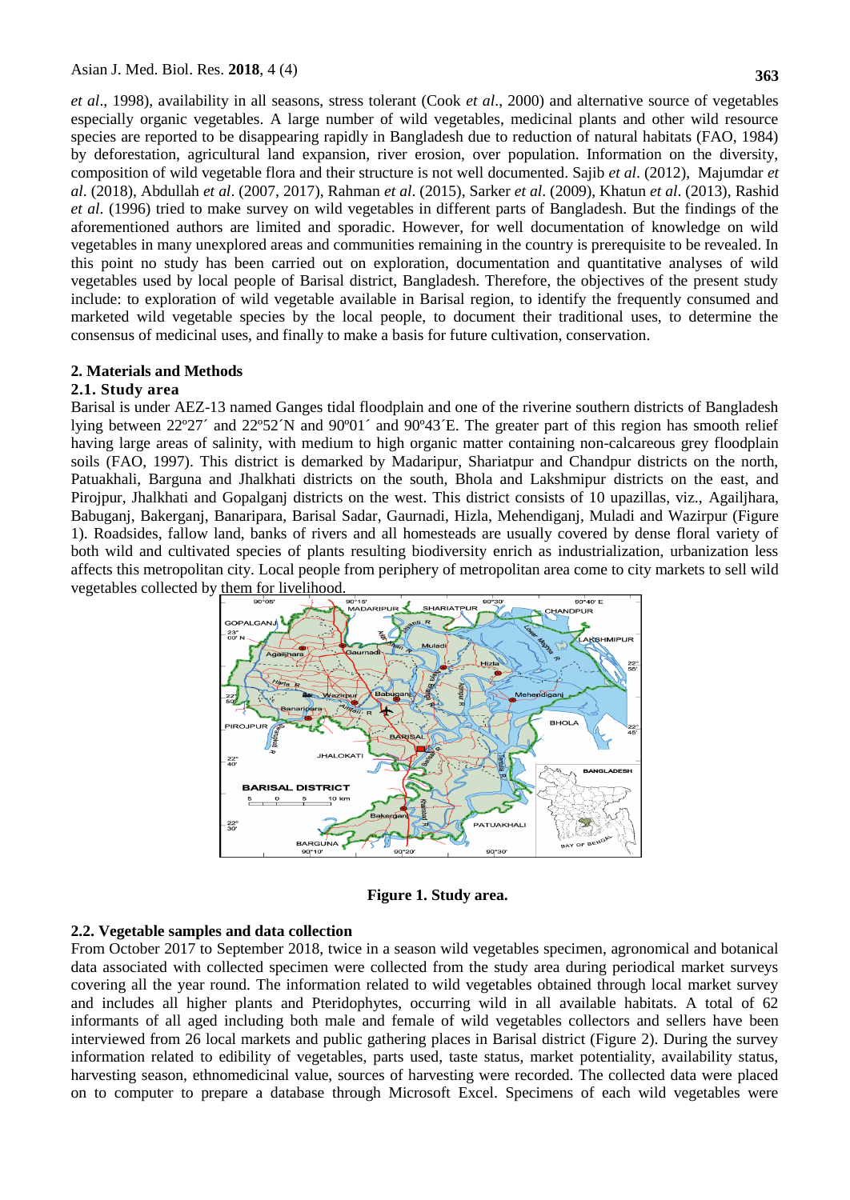*et al*., 1998), availability in all seasons, stress tolerant (Cook *et al*., 2000) and alternative source of vegetables especially organic vegetables. A large number of wild vegetables, medicinal plants and other wild resource species are reported to be disappearing rapidly in Bangladesh due to reduction of natural habitats (FAO, 1984) by deforestation, agricultural land expansion, river erosion, over population. Information on the diversity, composition of wild vegetable flora and their structure is not well documented. Sajib *et al*. (2012), Majumdar *et al*. (2018), Abdullah *et al*. (2007, 2017), Rahman *et al*. (2015), Sarker *et al*. (2009), Khatun *et al*. (2013), Rashid *et al*. (1996) tried to make survey on wild vegetables in different parts of Bangladesh. But the findings of the aforementioned authors are limited and sporadic. However, for well documentation of knowledge on wild vegetables in many unexplored areas and communities remaining in the country is prerequisite to be revealed. In this point no study has been carried out on exploration, documentation and quantitative analyses of wild vegetables used by local people of Barisal district, Bangladesh. Therefore, the objectives of the present study include: to exploration of wild vegetable available in Barisal region, to identify the frequently consumed and marketed wild vegetable species by the local people, to document their traditional uses, to determine the consensus of medicinal uses, and finally to make a basis for future cultivation, conservation.

## 2. Materials and Methods

### 2.1. Study area

Barisal is under AEZ-13 named Ganges tidal floodplain and one of the riverine southern districts of Bangladesh lying between 22º27´ and 22º52´N and 90º01´ and 90º43´E. The greater part of this region has smooth relief having large areas of salinity, with medium to high organic matter containing non-calcareous grey floodplain soils (FAO, 1997). This district is demarked by Madaripur, Shariatpur and Chandpur districts on the north, Patuakhali, Barguna and Jhalkhati districts on the south, Bhola and Lakshmipur districts on the east, and Pirojpur, Jhalkhati and Gopalganj districts on the west. This district consists of 10 upazillas, viz., Agailjhara, Babuganj, Bakerganj, Banaripara, Barisal Sadar, Gaurnadi, Hizla, Mehendiganj, Muladi and Wazirpur (Figure 1). Roadsides, fallow land, banks of rivers and all homesteads are usually covered by dense floral variety of both wild and cultivated species of plants resulting biodiversity enrich as industrialization, urbanization less affects this metropolitan city. Local people from periphery of metropolitan area come to city markets to sell wild vegetables collected by them for livelihood.

**Figure 1. Study area.**

### 2.2. Vegetable samples and data collection

From October 2017 to September 2018, twice in a season wild vegetables specimen, agronomical and botanical data associated with collected specimen were collected from the study area during periodical market surveys covering all the year round. The information related to wild vegetables obtained through local market survey and includes all higher plants and Pteridophytes, occurring wild in all available habitats. A total of 62 informants of all aged including both male and female of wild vegetables collectors and sellers have been interviewed from 26 local markets and public gathering places in Barisal district (Figure 2). During the survey information related to edibility of vegetables, parts used, taste status, market potentiality, availability status, harvesting season, ethnomedicinal value, sources of harvesting were recorded. The collected data were placed on to computer to prepare a database through Microsoft Excel. Specimens of each wild vegetables were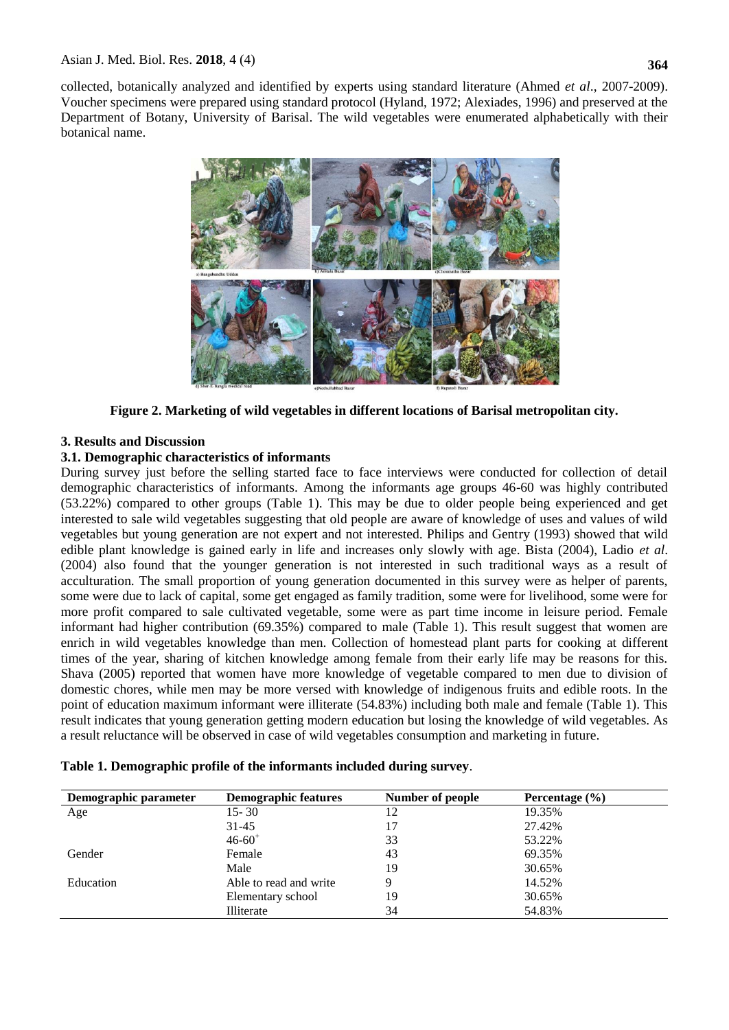collected, botanically analyzed and identified by experts using standard literature (Ahmed *et al*., 2007-2009). Voucher specimens were prepared using standard protocol (Hyland, 1972; Alexiades, 1996) and preserved at the Department of Botany, University of Barisal. The wild vegetables were enumerated alphabetically with their botanical name.

**Figure 2. Marketing of wild vegetables in different locations of Barisal metropolitan city.**

## 3. Results and Discussion

### 3.1. Demographic characteristics of informants

During survey just before the selling started face to face interviews were conducted for collection of detail demographic characteristics of informants. Among the informants age groups 46-60 was highly contributed (53.22%) compared to other groups (Table 1). This may be due to older people being experienced and get interested to sale wild vegetables suggesting that old people are aware of knowledge of uses and values of wild vegetables but young generation are not expert and not interested. Philips and Gentry (1993) showed that wild edible plant knowledge is gained early in life and increases only slowly with age. Bista (2004), Ladio *et al*. (2004) also found that the younger generation is not interested in such traditional ways as a result of acculturation. The small proportion of young generation documented in this survey were as helper of parents, some were due to lack of capital, some get engaged as family tradition, some were for livelihood, some were for more profit compared to sale cultivated vegetable, some were as part time income in leisure period. Female informant had higher contribution (69.35%) compared to male (Table 1). This result suggest that women are enrich in wild vegetables knowledge than men. Collection of homestead plant parts for cooking at different times of the year, sharing of kitchen knowledge among female from their early life may be reasons for this. Shava (2005) reported that women have more knowledge of vegetable compared to men due to division of domestic chores, while men may be more versed with knowledge of indigenous fruits and edible roots. In the point of education maximum informant were illiterate (54.83%) including both male and female (Table 1). This result indicates that young generation getting modern education but losing the knowledge of wild vegetables. As a result reluctance will be observed in case of wild vegetables consumption and marketing in future.

**Table 1. Demographic profile of the informants included during survey**.

| Demographic parameter | Demographic features | Number of people | Percentage (%) |
|---|---|---|---|
| Age | 15- 30 | 12 | 19.35% |
| | 31-45 | 17 | 27.42% |
| | $46\text{-}60^{+}$ | 33 | 53.22% |
| Gender | Female | 43 | 69.35% |
| | Male | 19 | 30.65% |
| Education | Able to read and write | 9 | 14.52% |
| | Elementary school | 19 | 30.65% |
| | Illiterate | 34 | 54.83% |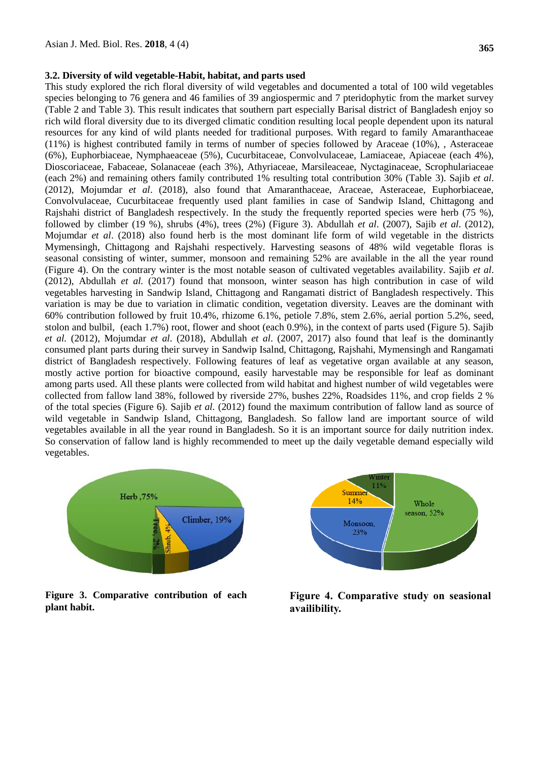### 3.2. Diversity of wild vegetable-Habit, habitat, and parts used

This study explored the rich floral diversity of wild vegetables and documented a total of 100 wild vegetables species belonging to 76 genera and 46 families of 39 angiospermic and 7 pteridophytic from the market survey (Table 2 and Table 3). This result indicates that southern part especially Barisal district of Bangladesh enjoy so rich wild floral diversity due to its diverged climatic condition resulting local people dependent upon its natural resources for any kind of wild plants needed for traditional purposes. With regard to family Amaranthaceae (11%) is highest contributed family in terms of number of species followed by Araceae (10%), , Asteraceae (6%), Euphorbiaceae, Nymphaeaceae (5%), Cucurbitaceae, Convolvulaceae, Lamiaceae, Apiaceae (each 4%), Dioscoriaceae, Fabaceae, Solanaceae (each 3%), Athyriaceae, Marsileaceae, Nyctaginaceae, Scrophulariaceae (each 2%) and remaining others family contributed 1% resulting total contribution 30% (Table 3). Sajib *et al*. (2012), Mojumdar *et al*. (2018), also found that Amaranthaceae, Araceae, Asteraceae, Euphorbiaceae, Convolvulaceae, Cucurbitaceae frequently used plant families in case of Sandwip Island, Chittagong and Rajshahi district of Bangladesh respectively. In the study the frequently reported species were herb (75 %), followed by climber (19 %), shrubs (4%), trees (2%) (Figure 3). Abdullah *et al*. (2007), Sajib *et al*. (2012), Mojumdar *et al*. (2018) also found herb is the most dominant life form of wild vegetable in the districts Mymensingh, Chittagong and Rajshahi respectively. Harvesting seasons of 48% wild vegetable floras is seasonal consisting of winter, summer, monsoon and remaining 52% are available in the all the year round (Figure 4). On the contrary winter is the most notable season of cultivated vegetables availability. Sajib *et al*. (2012), Abdullah *et al.* (2017) found that monsoon, winter season has high contribution in case of wild vegetables harvesting in Sandwip Island, Chittagong and Rangamati district of Bangladesh respectively. This variation is may be due to variation in climatic condition, vegetation diversity. Leaves are the dominant with 60% contribution followed by fruit 10.4%, rhizome 6.1%, petiole 7.8%, stem 2.6%, aerial portion 5.2%, seed, stolon and bulbil, (each 1.7%) root, flower and shoot (each 0.9%), in the context of parts used (Figure 5). Sajib *et al.* (2012), Mojumdar *et al*. (2018), Abdullah *et al*. (2007, 2017) also found that leaf is the dominantly consumed plant parts during their survey in Sandwip Isalnd, Chittagong, Rajshahi, Mymensingh and Rangamati district of Bangladesh respectively. Following features of leaf as vegetative organ available at any season, mostly active portion for bioactive compound, easily harvestable may be responsible for leaf as dominant among parts used. All these plants were collected from wild habitat and highest number of wild vegetables were collected from fallow land 38%, followed by riverside 27%, bushes 22%, Roadsides 11%, and crop fields 2 % of the total species (Figure 6). Sajib *et al.* (2012) found the maximum contribution of fallow land as source of wild vegetable in Sandwip Island, Chittagong, Bangladesh. So fallow land are important source of wild vegetables available in all the year round in Bangladesh. So it is an important source for daily nutrition index. So conservation of fallow land is highly recommended to meet up the daily vegetable demand especially wild vegetables.

**Figure 3. Comparative contribution of each plant habit.**

**Figure 4. Comparative study on seasional availibility.**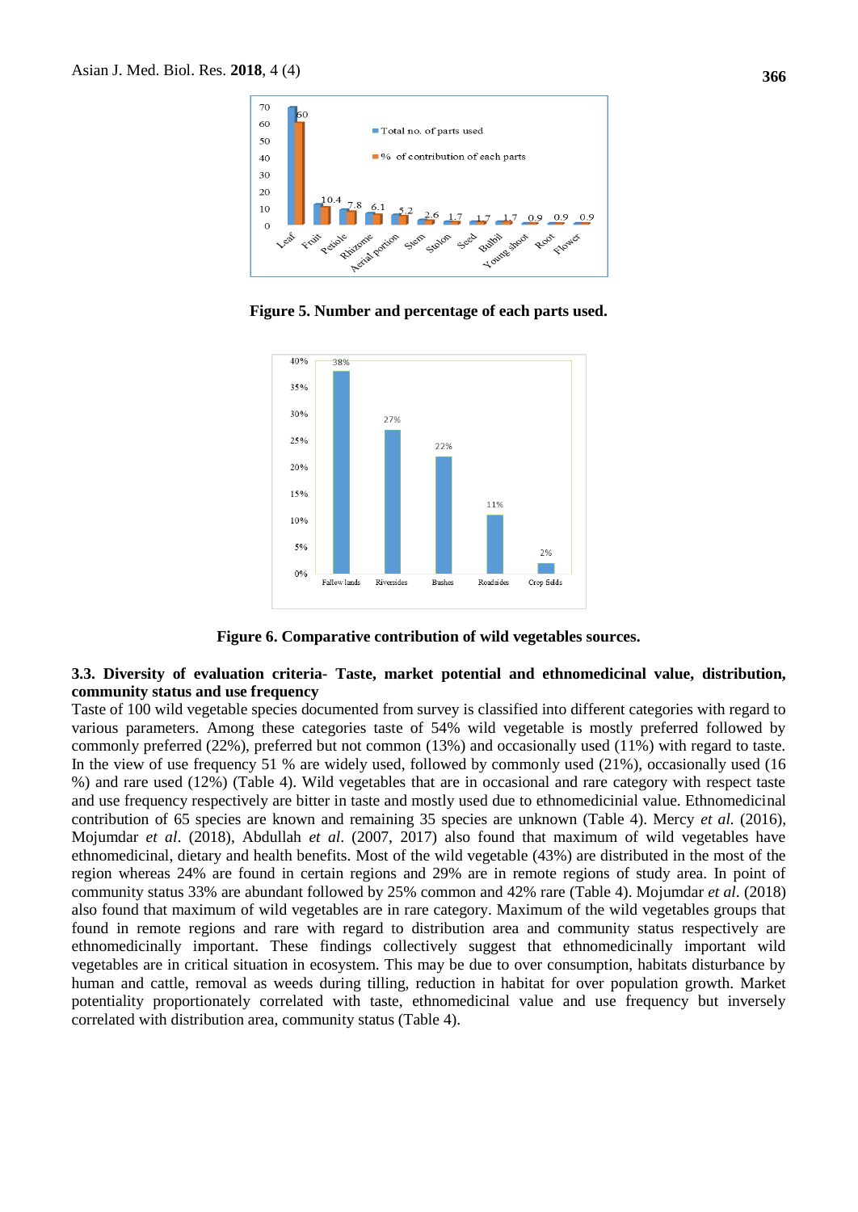Figure 5. Number and percentage of each parts used.

Figure 6. Comparative contribution of wild vegetables sources.

### 3.3. Diversity of evaluation criteria- Taste, market potential and ethnomedicinal value, distribution, community status and use frequency

Taste of 100 wild vegetable species documented from survey is classified into different categories with regard to various parameters. Among these categories taste of 54% wild vegetable is mostly preferred followed by commonly preferred (22%), preferred but not common (13%) and occasionally used (11%) with regard to taste. In the view of use frequency 51 % are widely used, followed by commonly used (21%), occasionally used (16 %) and rare used (12%) (Table 4). Wild vegetables that are in occasional and rare category with respect taste and use frequency respectively are bitter in taste and mostly used due to ethnomedicinial value. Ethnomedicinal contribution of 65 species are known and remaining 35 species are unknown (Table 4). Mercy *et al.* (2016), Mojumdar *et al*. (2018), Abdullah *et al*. (2007, 2017) also found that maximum of wild vegetables have ethnomedicinal, dietary and health benefits. Most of the wild vegetable (43%) are distributed in the most of the region whereas 24% are found in certain regions and 29% are in remote regions of study area. In point of community status 33% are abundant followed by 25% common and 42% rare (Table 4). Mojumdar *et al*. (2018) also found that maximum of wild vegetables are in rare category. Maximum of the wild vegetables groups that found in remote regions and rare with regard to distribution area and community status respectively are ethnomedicinally important. These findings collectively suggest that ethnomedicinally important wild vegetables are in critical situation in ecosystem. This may be due to over consumption, habitats disturbance by human and cattle, removal as weeds during tilling, reduction in habitat for over population growth. Market potentiality proportionately correlated with taste, ethnomedicinal value and use frequency but inversely correlated with distribution area, community status (Table 4).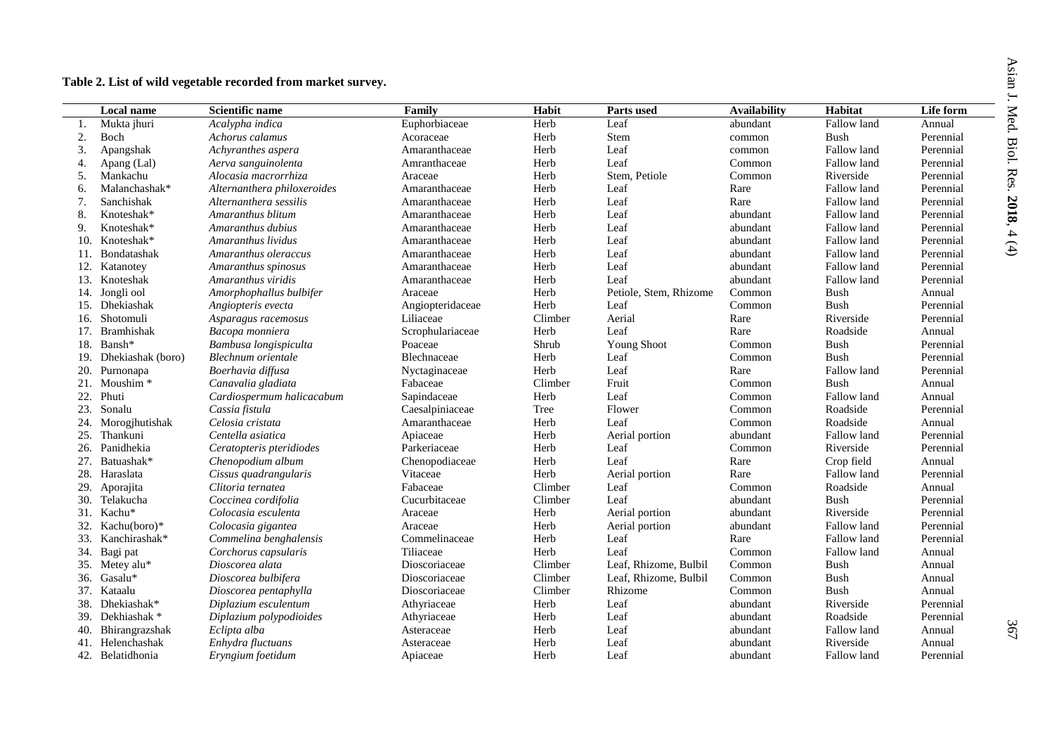**Table 2. List of wild vegetable recorded from market survey.**

| | Local name | Scientific name | Family | Habit | Parts used | Availability | Habitat | Life form |
|---|---|---|---|---|---|---|---|---|
| 1. | Mukta jhuri | *Acalypha indica* | Euphorbiaceae | Herb | Leaf | abundant | Fallow land | Annual |
| 2. | Boch | *Achorus calamus* | Acoraceae | Herb | Stem | common | Bush | Perennial |
| 3. | Apangshak | *Achyranthes aspera* | Amaranthaceae | Herb | Leaf | common | Fallow land | Perennial |
| 4. | Apang (Lal) | *Aerva sanguinolenta* | Amranthaceae | Herb | Leaf | Common | Fallow land | Perennial |
| 5. | Mankachu | *Alocasia macrorrhiza* | Araceae | Herb | Stem, Petiole | Common | Riverside | Perennial |
| 6. | Malanchashak* | *Alternanthera philoxeroides* | Amaranthaceae | Herb | Leaf | Rare | Fallow land | Perennial |
| 7. | Sanchishak | *Alternanthera sessilis* | Amaranthaceae | Herb | Leaf | Rare | Fallow land | Perennial |
| 8. | Knoteshak* | *Amaranthus blitum* | Amaranthaceae | Herb | Leaf | abundant | Fallow land | Perennial |
| 9. | Knoteshak* | *Amaranthus dubius* | Amaranthaceae | Herb | Leaf | abundant | Fallow land | Perennial |
| 10. | Knoteshak* | *Amaranthus lividus* | Amaranthaceae | Herb | Leaf | abundant | Fallow land | Perennial |
| 11. | Bondatashak | *Amaranthus oleraccus* | Amaranthaceae | Herb | Leaf | abundant | Fallow land | Perennial |
| 12. | Katanotey | *Amaranthus spinosus* | Amaranthaceae | Herb | Leaf | abundant | Fallow land | Perennial |
| 13. | Knoteshak | *Amaranthus viridis* | Amaranthaceae | Herb | Leaf | abundant | Fallow land | Perennial |
| 14. | Jongli ool | *Amorphophallus bulbifer* | Araceae | Herb | Petiole, Stem, Rhizome | Common | Bush | Annual |
| 15. | Dhekiashak | *Angiopteris evecta* | Angiopteridaceae | Herb | Leaf | Common | Bush | Perennial |
| 16. | Shotomuli | *Asparagus racemosus* | Liliaceae | Climber | Aerial | Rare | Riverside | Perennial |
| 17. | Bramhishak | *Bacopa monniera* | Scrophulariaceae | Herb | Leaf | Rare | Roadside | Annual |
| 18. | Bansh* | *Bambusa longispicULta* | Poaceae | Shrub | Young Shoot | Common | Bush | Perennial |
| 19. | Dhekiashak (boro) | *Blechnum orientale* | Blechnaceae | Herb | Leaf | Common | Bush | Perennial |
| 20. | Purnonapa | *Boerhavia diffusa* | Nyctaginaceae | Herb | Leaf | Rare | Fallow land | Perennial |
| 21. | Moushim * | *Canavalia gladiata* | Fabaceae | Climber | Fruit | Common | Bush | Annual |
| 22. | Phuti | *Cardiospermum halicacabum* | Sapindaceae | Herb | Leaf | Common | Fallow land | Annual |
| 23. | Sonalu | *Cassia fistula* | Caesalpiniaceae | Tree | Flower | Common | Roadside | Perennial |
| 24. | Morogjhutishak | *Celosia cristata* | Amaranthaceae | Herb | Leaf | Common | Roadside | Annual |
| 25. | Thankuni | *Centella asiatica* | Apiaceae | Herb | Aerial portion | abundant | Fallow land | Perennial |
| 26. | Panidhekia | *Ceratopteris pteridiodes* | Parkeriaceae | Herb | Leaf | Common | Riverside | Perennial |
| 27. | Batuashak* | *Chenopodium album* | Chenopodiaceae | Herb | Leaf | Rare | Crop field | Annual |
| 28. | Haraslata | *Cissus quadrangularis* | Vitaceae | Herb | Aerial portion | Rare | Fallow land | Perennial |
| 29. | Aporajita | *Clitoria ternatea* | Fabaceae | Climber | Leaf | Common | Roadside | Annual |
| 30. | Telakucha | *Coccinea cordifolia* | Cucurbitaceae | Climber | Leaf | abundant | Bush | Perennial |
| 31. | Kachu* | *Colocasia esculenta* | Araceae | Herb | Aerial portion | abundant | Riverside | Perennial |
| 32. | Kachu(boro)* | *Colocasia gigantea* | Araceae | Herb | Aerial portion | abundant | Fallow land | Perennial |
| 33. | Kanchirashak* | *Commelina benghalensis* | Commelinaceae | Herb | Leaf | Rare | Fallow land | Perennial |
| 34. | Bagi pat | *Corchorus capsularis* | Tiliaceae | Herb | Leaf | Common | Fallow land | Annual |
| 35. | Metey alu* | *Dioscorea alata* | Dioscoriaceae | Climber | Leaf, Rhizome, Bulbil | Common | Bush | Annual |
| 36. | Gasalu* | *Dioscorea bulbifera* | Dioscoriaceae | Climber | Leaf, Rhizome, Bulbil | Common | Bush | Annual |
| 37. | Kataalu | *Dioscorea pentaphylla* | Dioscoriaceae | Climber | Rhizome | Common | Bush | Annual |
| 38. | Dhekiashak* | *Diplazium esculentum* | Athyriaceae | Herb | Leaf | abundant | Riverside | Perennial |
| 39. | Dekhiashak * | *Diplazium polypodioides* | Athyriaceae | Herb | Leaf | abundant | Roadside | Perennial |
| 40. | Bhirangrazshak | *Eclipta alba* | Asteraceae | Herb | Leaf | abundant | Fallow land | Annual |
| 41. | Helenchashak | *Enhydra fluctuans* | Asteraceae | Herb | Leaf | abundant | Riverside | Annual |
| 42. | Belatidhonia | *Eryngium foetidum* | Apiaceae | Herb | Leaf | abundant | Fallow land | Perennial |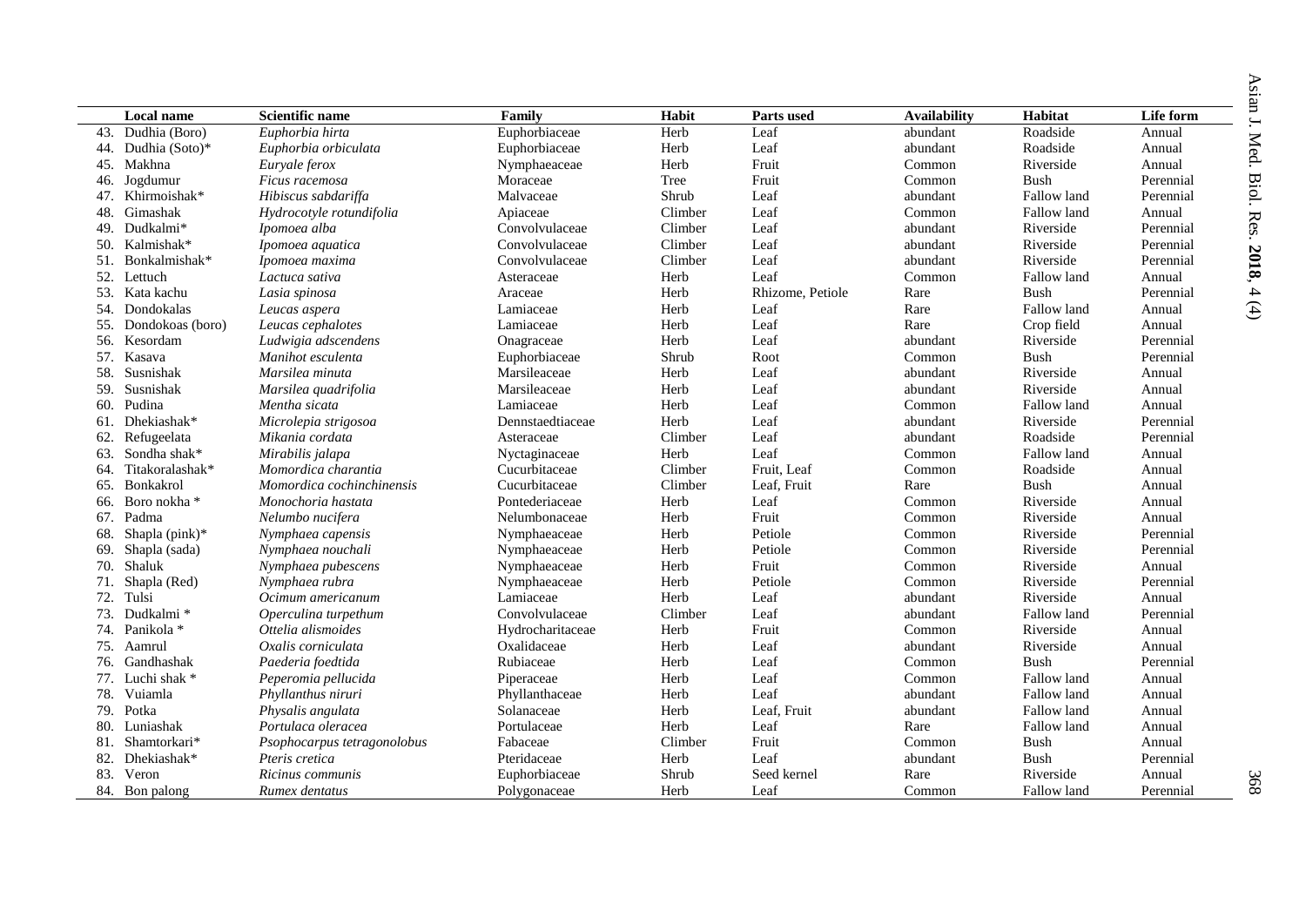| | Local name | Scientific name | Family | Habit | Parts used | Availability | Habitat | Life form |
|---|---|---|---|---|---|---|---|---|
| 43. | Dudhia (Boro) | *Euphorbia hirta* | Euphorbiaceae | Herb | Leaf | abundant | Roadside | Annual |
| 44. | Dudhia (Soto)* | *Euphorbia orbiculata* | Euphorbiaceae | Herb | Leaf | abundant | Roadside | Annual |
| 45. | Makhna | *Euryale ferox* | Nymphaeaceae | Herb | Fruit | Common | Riverside | Annual |
| 46. | Jogdumur | *Ficus racemosa* | Moraceae | Tree | Fruit | Common | Bush | Perennial |
| 47. | Khirmoishak* | *Hibiscus sabdariffa* | Malvaceae | Shrub | Leaf | abundant | Fallow land | Perennial |
| 48. | Gimashak | *Hydrocotyle rotundifolia* | Apiaceae | Climber | Leaf | Common | Fallow land | Annual |
| 49. | Dudkalmi* | *Ipomoea alba* | Convolvulaceae | Climber | Leaf | abundant | Riverside | Perennial |
| 50. | Kalmishak* | *Ipomoea aquatica* | Convolvulaceae | Climber | Leaf | abundant | Riverside | Perennial |
| 51. | Bonkalmishak* | *Ipomoea maxima* | Convolvulaceae | Climber | Leaf | abundant | Riverside | Perennial |
| 52. | Lettuch | *Lactuca sativa* | Asteraceae | Herb | Leaf | Common | Fallow land | Annual |
| 53. | Kata kachu | *Lasia spinosa* | Araceae | Herb | Rhizome, Petiole | Rare | Bush | Perennial |
| 54. | Dondokalas | *Leucas aspera* | Lamiaceae | Herb | Leaf | Rare | Fallow land | Annual |
| 55. | Dondokoas (boro) | *Leucas cephalotes* | Lamiaceae | Herb | Leaf | Rare | Crop field | Annual |
| 56. | Kesordam | *Ludwigia adscendens* | Onagraceae | Herb | Leaf | abundant | Riverside | Perennial |
| 57. | Kasava | *Manihot esculenta* | Euphorbiaceae | Shrub | Root | Common | Bush | Perennial |
| 58. | Susnishak | *Marsilea minuta* | Marsileaceae | Herb | Leaf | abundant | Riverside | Annual |
| 59. | Susnishak | *Marsilea quadrifolia* | Marsileaceae | Herb | Leaf | abundant | Riverside | Annual |
| 60. | Pudina | *Mentha sicata* | Lamiaceae | Herb | Leaf | Common | Fallow land | Annual |
| 61. | Dhekiashak* | *Microlepia strigosoa* | Dennstaedtiaceae | Herb | Leaf | abundant | Riverside | Perennial |
| 62. | Refugeelata | *Mikania cordata* | Asteraceae | Climber | Leaf | abundant | Roadside | Perennial |
| 63. | Sondha shak* | *Mirabilis jalapa* | Nyctaginaceae | Herb | Leaf | Common | Fallow land | Annual |
| 64. | Titakoralashak* | *Momordica charantia* | Cucurbitaceae | Climber | Fruit, Leaf | Common | Roadside | Annual |
| 65. | Bonkakrol | *Momordica cochinchinensis* | Cucurbitaceae | Climber | Leaf, Fruit | Rare | Bush | Annual |
| 66. | Boro nokha * | *Monochoria hastata* | Pontederiaceae | Herb | Leaf | Common | Riverside | Annual |
| 67. | Padma | *Nelumbo nucifera* | Nelumbonaceae | Herb | Fruit | Common | Riverside | Annual |
| 68. | Shapla (pink)* | *Nymphaea capensis* | Nymphaeaceae | Herb | Petiole | Common | Riverside | Perennial |
| 69. | Shapla (sada) | *Nymphaea nouchali* | Nymphaeaceae | Herb | Petiole | Common | Riverside | Perennial |
| 70. | Shaluk | *Nymphaea pubescens* | Nymphaeaceae | Herb | Fruit | Common | Riverside | Annual |
| 71. | Shapla (Red) | *Nymphaea rubra* | Nymphaeaceae | Herb | Petiole | Common | Riverside | Perennial |
| 72. | Tulsi | *Ocimum americanum* | Lamiaceae | Herb | Leaf | abundant | Riverside | Annual |
| 73. | Dudkalmi * | *Operculina turpethum* | Convolvulaceae | Climber | Leaf | abundant | Fallow land | Perennial |
| 74. | Panikola * | *Ottelia alismoides* | Hydrocharitaceae | Herb | Fruit | Common | Riverside | Annual |
| 75. | Aamrul | *Oxalis corniculata* | Oxalidaceae | Herb | Leaf | abundant | Riverside | Annual |
| 76. | Gandhashak | *Paederia foedtida* | Rubiaceae | Herb | Leaf | Common | Bush | Perennial |
| 77. | Luchi shak * | *Peperomia pellucida* | Piperaceae | Herb | Leaf | Common | Fallow land | Annual |
| 78. | Vuiamla | *Phyllanthus niruri* | Phyllanthaceae | Herb | Leaf | abundant | Fallow land | Annual |
| 79. | Potka | *Physalis angulata* | Solanaceae | Herb | Leaf, Fruit | abundant | Fallow land | Annual |
| 80. | Luniashak | *Portulaca oleracea* | Portulaceae | Herb | Leaf | Rare | Fallow land | Annual |
| 81. | Shamtorkari* | *Psophocarpus tetragonolobus* | Fabaceae | Climber | Fruit | Common | Bush | Annual |
| 82. | Dhekiashak* | *Pteris cretica* | Pteridaceae | Herb | Leaf | abundant | Bush | Perennial |
| 83. | Veron | *Ricinus communis* | Euphorbiaceae | Shrub | Seed kernel | Rare | Riverside | Annual |
| 84. | Bon palong | *Rumex dentatus* | Polygonaceae | Herb | Leaf | Common | Fallow land | Perennial |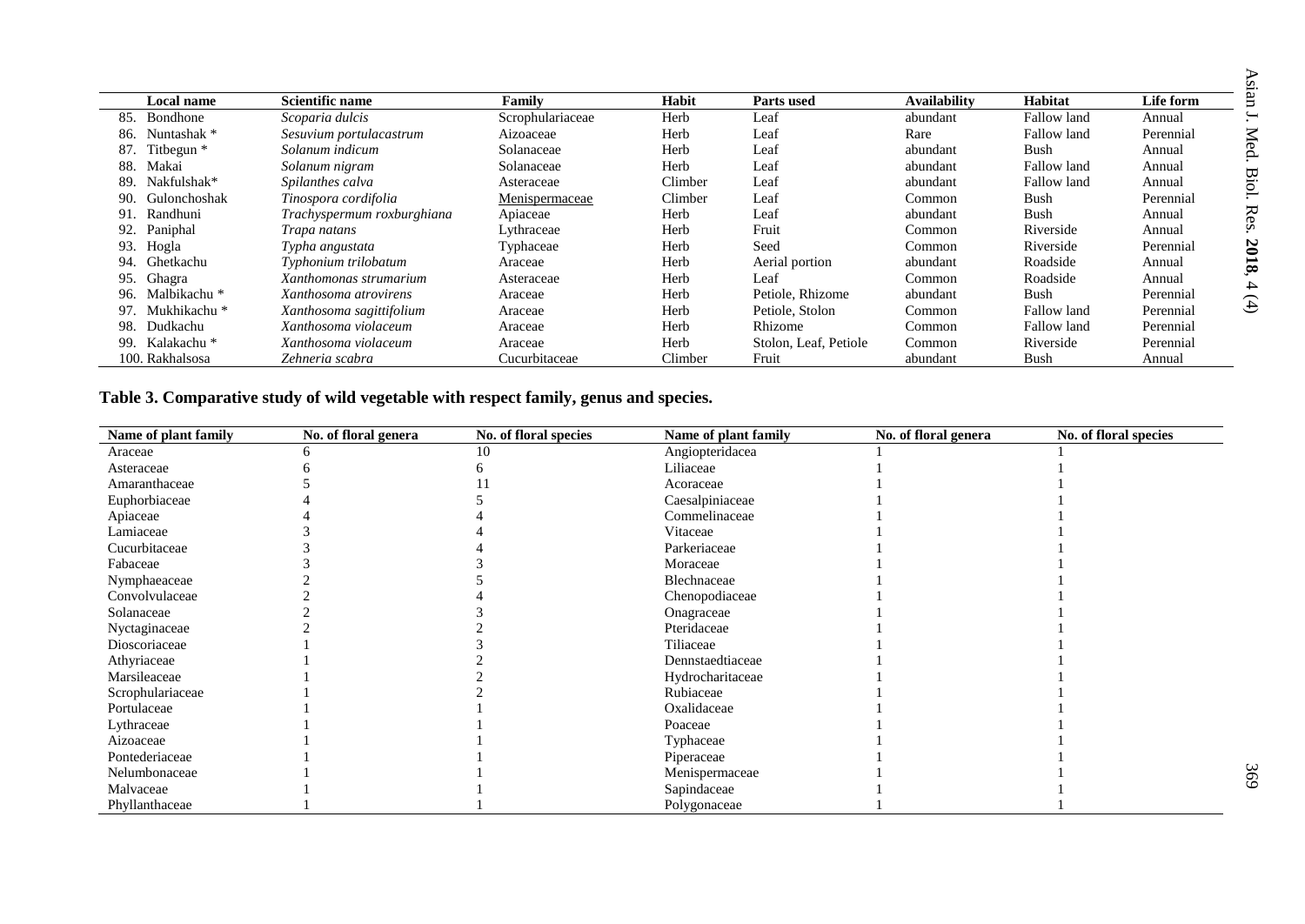| Local name | Scientific name | Family | Habit | Parts used | Availability | Habitat | Life form |
|---|---|---|---|---|---|---|---|
| 85. Bondhone | *Scoparia dulcis* | Scrophulariaceae | Herb | Leaf | abundant | Fallow land | Annual |
| 86. Nuntashak * | *Sesuvium portulacastrum* | Aizoaceae | Herb | Leaf | Rare | Fallow land | Perennial |
| 87. Titbegun * | *Solanum indicum* | Solanaceae | Herb | Leaf | abundant | Bush | Annual |
| 88. Makai | *Solanum nigram* | Solanaceae | Herb | Leaf | abundant | Fallow land | Annual |
| 89. Nakfulshak* | *Spilanthes calva* | Asteraceae | Climber | Leaf | abundant | Fallow land | Annual |
| 90. Gulonchoshak | *Tinospora cordifolia* | Menispermaceae | Climber | Leaf | Common | Bush | Perennial |
| 91. Randhuni | *Trachyspermum roxburghiana* | Apiaceae | Herb | Leaf | abundant | Bush | Annual |
| 92. Paniphal | *Trapa natans* | Lythraceae | Herb | Fruit | Common | Riverside | Annual |
| 93. Hogla | *Typha angustata* | Typhaceae | Herb | Seed | Common | Riverside | Perennial |
| 94. Ghetkachu | *Typhonium trilobatum* | Araceae | Herb | Aerial portion | abundant | Roadside | Annual |
| 95. Ghagra | *Xanthomonas strumarium* | Asteraceae | Herb | Leaf | Common | Roadside | Annual |
| 96. Malbikachu * | *Xanthosoma atrovirens* | Araceae | Herb | Petiole, Rhizome | abundant | Bush | Perennial |
| 97. Mukhikachu * | *Xanthosoma sagittifolium* | Araceae | Herb | Petiole, Stolon | Common | Fallow land | Perennial |
| 98. Dudkachu | *Xanthosoma violaceum* | Araceae | Herb | Rhizome | Common | Fallow land | Perennial |
| 99. Kalakachu * | *Xanthosoma violaceum* | Araceae | Herb | Stolon, Leaf, Petiole | Common | Riverside | Perennial |
| 100. Rakhalsosa | *Zehneria scabra* | Cucurbitaceae | Climber | Fruit | abundant | Bush | Annual |

**Table 3. Comparative study of wild vegetable with respect family, genus and species.**

| Name of plant family | No. of floral genera | No. of floral species | Name of plant family | No. of floral genera | No. of floral species |
|---|---|---|---|---|---|
| Araceae | 6 | 10 | Angiopteridacea | 1 | 1 |
| Asteraceae | 6 | 6 | Liliaceae | 1 | 1 |
| Amaranthaceae | 5 | 11 | Acoraceae | 1 | 1 |
| Euphorbiaceae | 4 | 5 | Caesalpiniaceae | 1 | 1 |
| Apiaceae | 4 | 4 | Commelinaceae | 1 | 1 |
| Lamiaceae | 3 | 4 | Vitaceae | 1 | 1 |
| Cucurbitaceae | 3 | 4 | Parkeriaceae | 1 | 1 |
| Fabaceae | 3 | 3 | Moraceae | 1 | 1 |
| Nymphaeaceae | 2 | 5 | Blechnaceae | 1 | 1 |
| Convolvulaceae | 2 | 4 | Chenopodiaceae | 1 | 1 |
| Solanaceae | 2 | 3 | Onagraceae | 1 | 1 |
| Nyctaginaceae | 2 | 2 | Pteridaceae | 1 | 1 |
| Dioscoriaceae | 1 | 3 | Tiliaceae | 1 | 1 |
| Athyriaceae | 1 | 2 | Dennstaedtiaceae | 1 | 1 |
| Marsileaceae | 1 | 2 | Hydrocharitaceae | 1 | 1 |
| Scrophulariaceae | 1 | 2 | Rubiaceae | 1 | 1 |
| Portulaceae | 1 | 1 | Oxalidaceae | 1 | 1 |
| Lythraceae | 1 | 1 | Poaceae | 1 | 1 |
| Aizoaceae | 1 | 1 | Typhaceae | 1 | 1 |
| Pontederiaceae | 1 | 1 | Piperaceae | 1 | 1 |
| Nelumbonaceae | 1 | 1 | Menispermaceae | 1 | 1 |
| Malvaceae | 1 | 1 | Sapindaceae | 1 | 1 |
| Phyllanthaceae | 1 | 1 | Polygonaceae | 1 | 1 |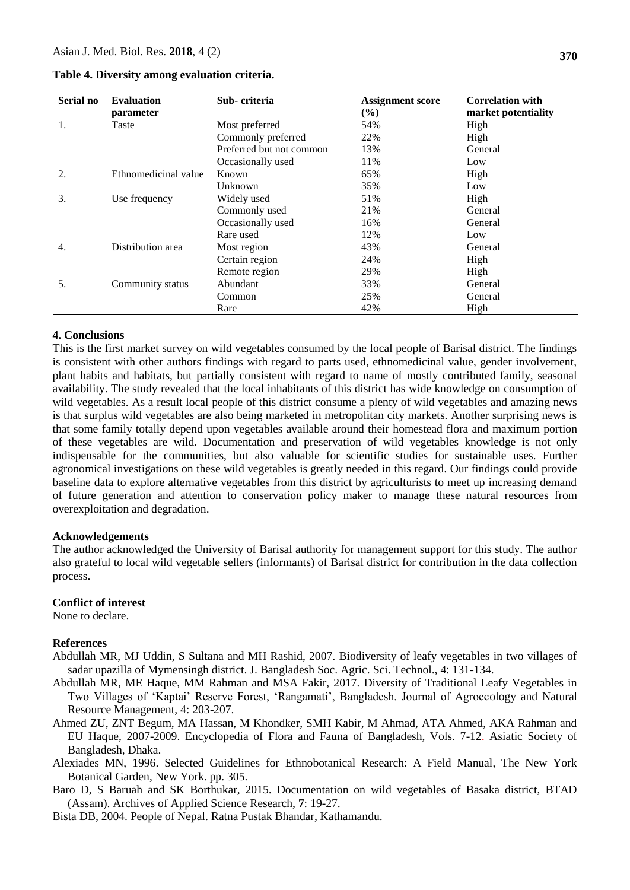**Table 4. Diversity among evaluation criteria.**

| Serial no | Evaluation parameter | Sub- criteria | Assignment score (%) | Correlation with market potentiality |
|---|---|---|---|---|
| 1. | Taste | Most preferred | 54% | High |
| | | Commonly preferred | 22% | High |
| | | Preferred but not common | 13% | General |
| | | Occasionally used | 11% | Low |
| 2. | Ethnomedicinal value | Known | 65% | High |
| | | Unknown | 35% | Low |
| 3. | Use frequency | Widely used | 51% | High |
| | | Commonly used | 21% | General |
| | | Occasionally used | 16% | General |
| | | Rare used | 12% | Low |
| 4. | Distribution area | Most region | 43% | General |
| | | Certain region | 24% | High |
| | | Remote region | 29% | High |
| 5. | Community status | Abundant | 33% | General |
| | | Common | 25% | General |
| | | Rare | 42% | High |

## 4. Conclusions

This is the first market survey on wild vegetables consumed by the local people of Barisal district. The findings is consistent with other authors findings with regard to parts used, ethnomedicinal value, gender involvement, plant habits and habitats, but partially consistent with regard to name of mostly contributed family, seasonal availability. The study revealed that the local inhabitants of this district has wide knowledge on consumption of wild vegetables. As a result local people of this district consume a plenty of wild vegetables and amazing news is that surplus wild vegetables are also being marketed in metropolitan city markets. Another surprising news is that some family totally depend upon vegetables available around their homestead flora and maximum portion of these vegetables are wild. Documentation and preservation of wild vegetables knowledge is not only indispensable for the communities, but also valuable for scientific studies for sustainable uses. Further agronomical investigations on these wild vegetables is greatly needed in this regard. Our findings could provide baseline data to explore alternative vegetables from this district by agriculturists to meet up increasing demand of future generation and attention to conservation policy maker to manage these natural resources from overexploitation and degradation.

## Acknowledgements

The author acknowledged the University of Barisal authority for management support for this study. The author also grateful to local wild vegetable sellers (informants) of Barisal district for contribution in the data collection process.

## Conflict of interest

None to declare.

## References

Abdullah MR, MJ Uddin, S Sultana and MH Rashid, 2007. Biodiversity of leafy vegetables in two villages of sadar upazilla of Mymensingh district. J. Bangladesh Soc. Agric. Sci. Technol., 4: 131-134.

Abdullah MR, ME Haque, MM Rahman and MSA Fakir, 2017. Diversity of Traditional Leafy Vegetables in Two Villages of 'Kaptai' Reserve Forest, 'Rangamati', Bangladesh. Journal of Agroecology and Natural Resource Management, 4: 203-207.

Ahmed ZU, ZNT Begum, MA Hassan, M Khondker, SMH Kabir, M Ahmad, ATA Ahmed, AKA Rahman and EU Haque, 2007-2009. Encyclopedia of Flora and Fauna of Bangladesh, Vols. 7-12. Asiatic Society of Bangladesh, Dhaka.

Alexiades MN, 1996. Selected Guidelines for Ethnobotanical Research: A Field Manual, The New York Botanical Garden, New York. pp. 305.

Baro D, S Baruah and SK Borthukar, 2015. Documentation on wild vegetables of Basaka district, BTAD (Assam). Archives of Applied Science Research, **7**: 19-27.

Bista DB, 2004. People of Nepal. Ratna Pustak Bhandar, Kathamandu.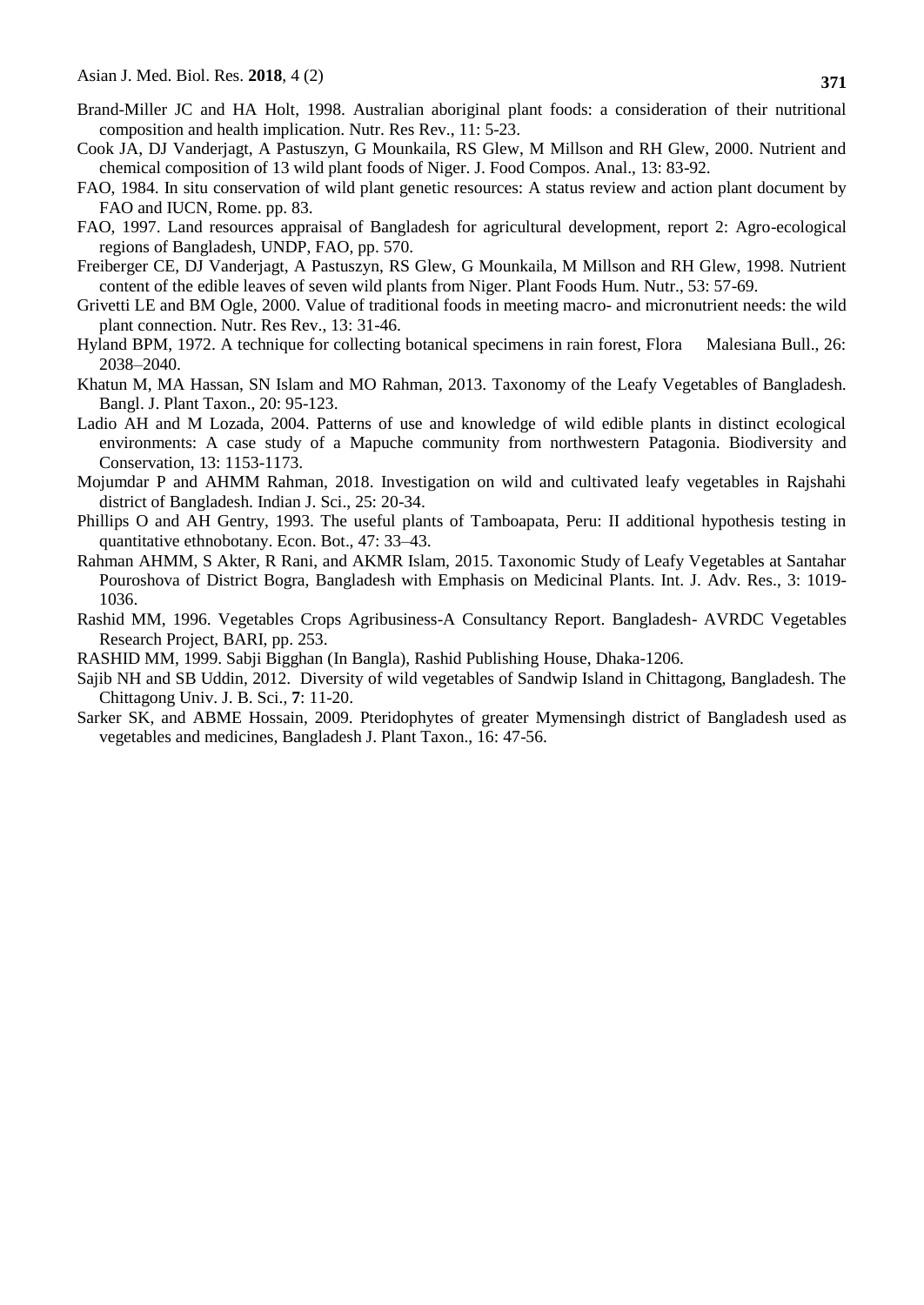Brand-Miller JC and HA Holt, 1998. Australian aboriginal plant foods: a consideration of their nutritional composition and health implication. Nutr. Res Rev., 11: 5-23.

Cook JA, DJ Vanderjagt, A Pastuszyn, G Mounkaila, RS Glew, M Millson and RH Glew, 2000. Nutrient and chemical composition of 13 wild plant foods of Niger. J. Food Compos. Anal., 13: 83-92.

FAO, 1984. In situ conservation of wild plant genetic resources: A status review and action plant document by FAO and IUCN, Rome. pp. 83.

FAO, 1997. Land resources appraisal of Bangladesh for agricultural development, report 2: Agro-ecological regions of Bangladesh, UNDP, FAO, pp. 570.

Freiberger CE, DJ Vanderjagt, A Pastuszyn, RS Glew, G Mounkaila, M Millson and RH Glew, 1998. Nutrient content of the edible leaves of seven wild plants from Niger. Plant Foods Hum. Nutr., 53: 57-69.

Grivetti LE and BM Ogle, 2000. Value of traditional foods in meeting macro- and micronutrient needs: the wild plant connection. Nutr. Res Rev., 13: 31-46.

Hyland BPM, 1972. A technique for collecting botanical specimens in rain forest, Flora Malesiana Bull., 26: 2038–2040.

Khatun M, MA Hassan, SN Islam and MO Rahman, 2013. Taxonomy of the Leafy Vegetables of Bangladesh. Bangl. J. Plant Taxon., 20: 95-123.

Ladio AH and M Lozada, 2004. Patterns of use and knowledge of wild edible plants in distinct ecological environments: A case study of a Mapuche community from northwestern Patagonia. Biodiversity and Conservation, 13: 1153-1173.

Mojumdar P and AHMM Rahman, 2018. Investigation on wild and cultivated leafy vegetables in Rajshahi district of Bangladesh. Indian J. Sci., 25: 20-34.

Phillips O and AH Gentry, 1993. The useful plants of Tamboapata, Peru: II additional hypothesis testing in quantitative ethnobotany. Econ. Bot., 47: 33–43.

Rahman AHMM, S Akter, R Rani, and AKMR Islam, 2015. Taxonomic Study of Leafy Vegetables at Santahar Pouroshova of District Bogra, Bangladesh with Emphasis on Medicinal Plants. Int. J. Adv. Res., 3: 1019-1036.

Rashid MM, 1996. Vegetables Crops Agribusiness-A Consultancy Report. Bangladesh- AVRDC Vegetables Research Project, BARI, pp. 253.

RASHID MM, 1999. Sabji Bigghan (In Bangla), Rashid Publishing House, Dhaka-1206.

Sajib NH and SB Uddin, 2012. Diversity of wild vegetables of Sandwip Island in Chittagong, Bangladesh. The Chittagong Univ. J. B. Sci., **7**: 11-20.

Sarker SK, and ABME Hossain, 2009. Pteridophytes of greater Mymensingh district of Bangladesh used as vegetables and medicines, Bangladesh J. Plant Taxon., 16: 47-56.